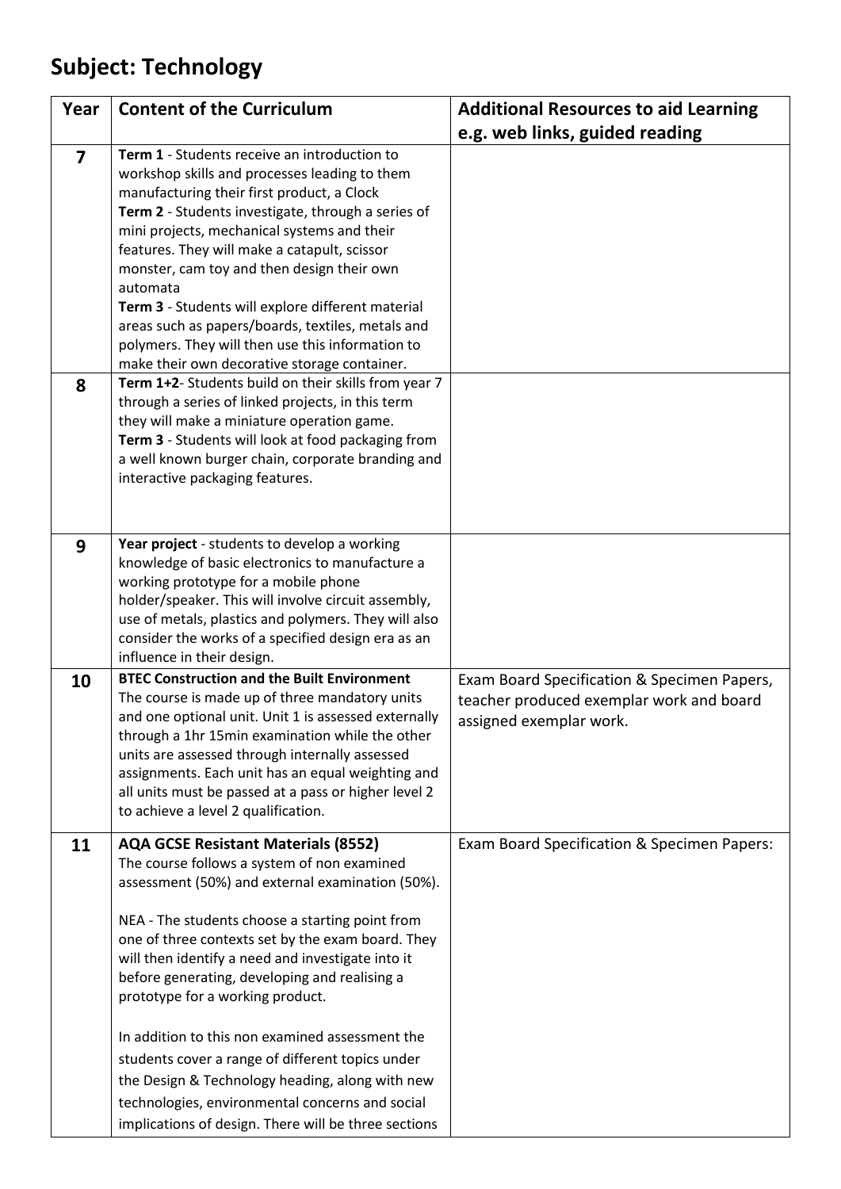# Subject: Technology

| Year | Content of the Curriculum | Additional Resources to aid Learning e.g. web links, guided reading |
|---|---|---|
| **7** | **Term 1** - Students receive an introduction to workshop skills and processes leading to them manufacturing their first product, a Clock<br>**Term 2** - Students investigate, through a series of mini projects, mechanical systems and their features. They will make a catapult, scissor monster, cam toy and then design their own automata<br>**Term 3** - Students will explore different material areas such as papers/boards, textiles, metals and polymers. They will then use this information to make their own decorative storage container. | |
| **8** | **Term 1+2**- Students build on their skills from year 7 through a series of linked projects, in this term they will make a miniature operation game.<br>**Term 3** - Students will look at food packaging from a well known burger chain, corporate branding and interactive packaging features. | |
| **9** | **Year project** - students to develop a working knowledge of basic electronics to manufacture a working prototype for a mobile phone holder/speaker. This will involve circuit assembly, use of metals, plastics and polymers. They will also consider the works of a specified design era as an influence in their design. | |
| **10** | **BTEC Construction and the Built Environment**<br>The course is made up of three mandatory units and one optional unit. Unit 1 is assessed externally through a 1hr 15min examination while the other units are assessed through internally assessed assignments. Each unit has an equal weighting and all units must be passed at a pass or higher level 2 to achieve a level 2 qualification. | Exam Board Specification & Specimen Papers, teacher produced exemplar work and board assigned exemplar work. |
| **11** | **AQA GCSE Resistant Materials (8552)**<br>The course follows a system of non examined assessment (50%) and external examination (50%).<br><br>NEA - The students choose a starting point from one of three contexts set by the exam board. They will then identify a need and investigate into it before generating, developing and realising a prototype for a working product.<br><br>In addition to this non examined assessment the students cover a range of different topics under the Design & Technology heading, along with new technologies, environmental concerns and social implications of design. There will be three sections | Exam Board Specification & Specimen Papers: |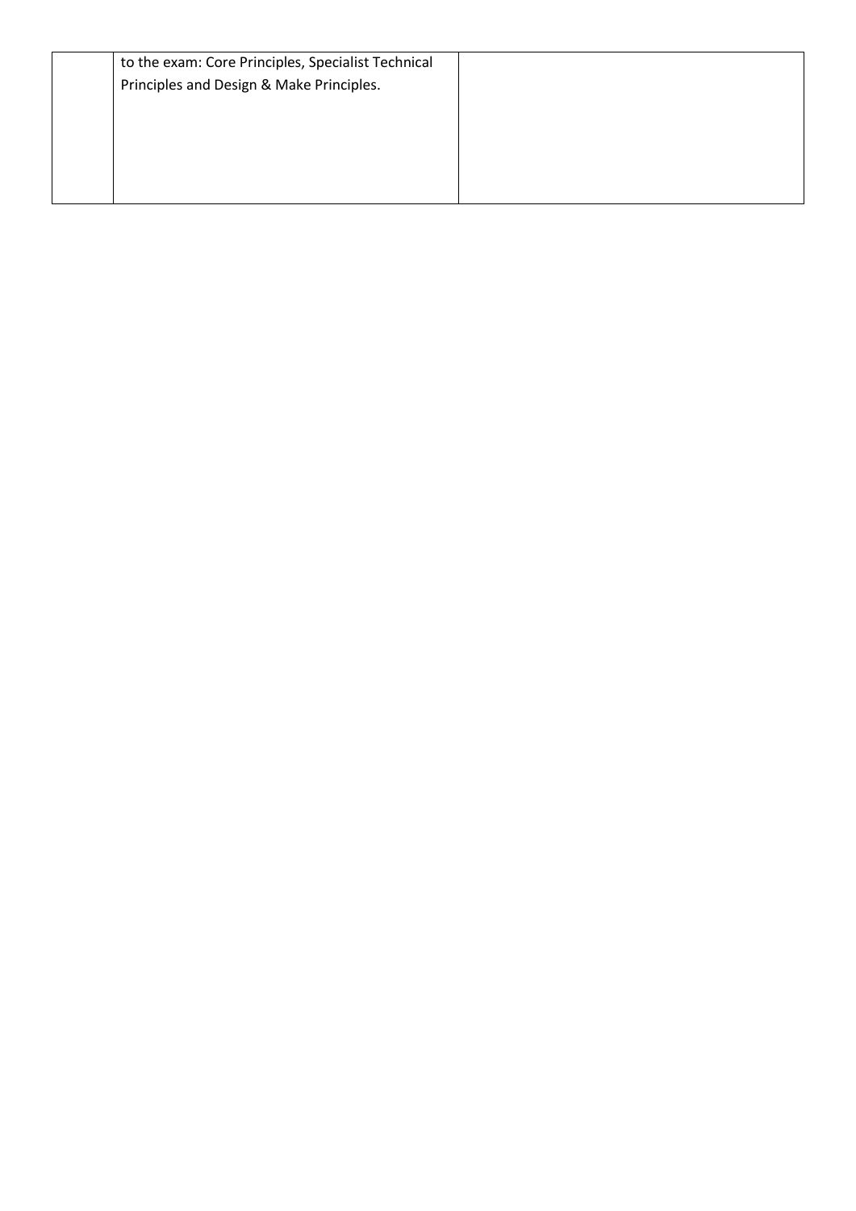| | | |
|---|---|---|
| | to the exam: Core Principles, Specialist Technical Principles and Design & Make Principles. | |